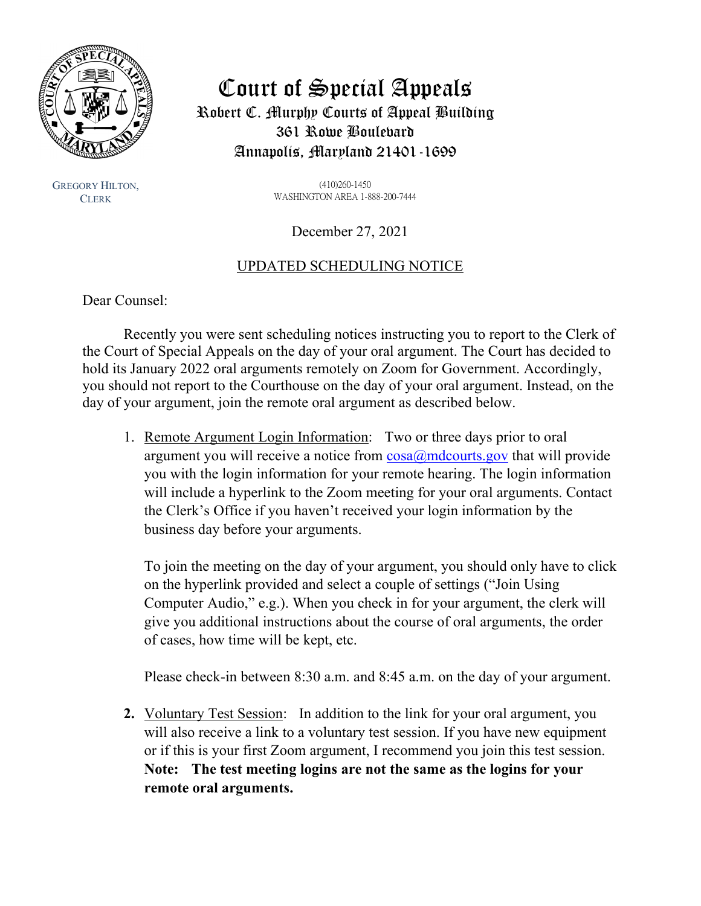# Court of Special Appeals

**Robert C. Murphy Courts of Appeal Building**
**361 Rowe Boulevard**
**Annapolis, Maryland 21401-1699**

GREGORY HILTON,
CLERK

(410)260-1450
WASHINGTON AREA 1-888-200-7444

December 27, 2021

## UPDATED SCHEDULING NOTICE

Dear Counsel:

Recently you were sent scheduling notices instructing you to report to the Clerk of the Court of Special Appeals on the day of your oral argument. The Court has decided to hold its January 2022 oral arguments remotely on Zoom for Government. Accordingly, you should not report to the Courthouse on the day of your oral argument. Instead, on the day of your argument, join the remote oral argument as described below.

1. Remote Argument Login Information: Two or three days prior to oral argument you will receive a notice from cosa@mdcourts.gov that will provide you with the login information for your remote hearing. The login information will include a hyperlink to the Zoom meeting for your oral arguments. Contact the Clerk's Office if you haven't received your login information by the business day before your arguments.

   To join the meeting on the day of your argument, you should only have to click on the hyperlink provided and select a couple of settings ("Join Using Computer Audio," e.g.). When you check in for your argument, the clerk will give you additional instructions about the course of oral arguments, the order of cases, how time will be kept, etc.

   Please check-in between 8:30 a.m. and 8:45 a.m. on the day of your argument.

2. Voluntary Test Session: In addition to the link for your oral argument, you will also receive a link to a voluntary test session. If you have new equipment or if this is your first Zoom argument, I recommend you join this test session. **Note: The test meeting logins are not the same as the logins for your remote oral arguments.**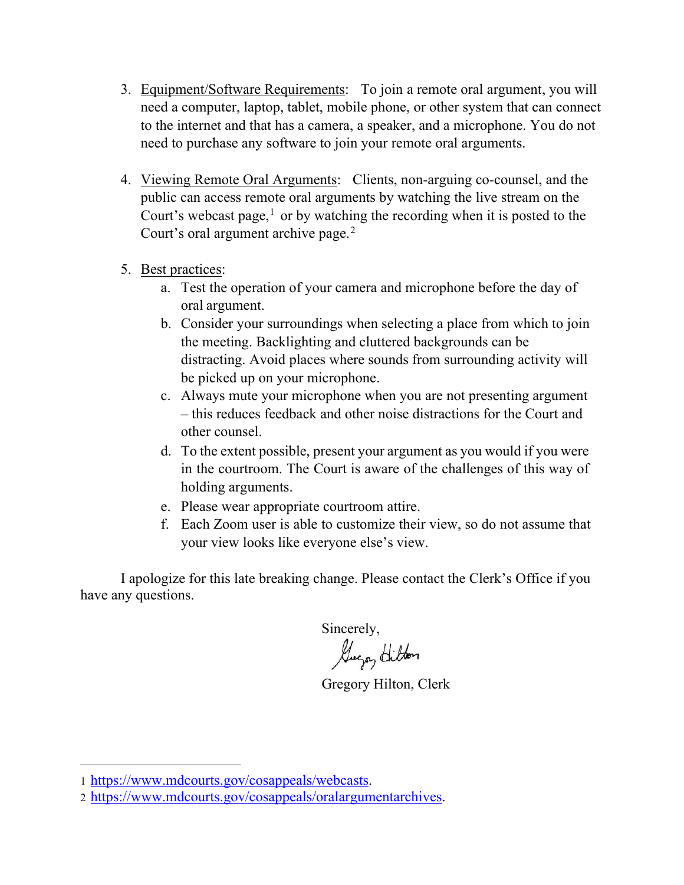3. Equipment/Software Requirements: To join a remote oral argument, you will need a computer, laptop, tablet, mobile phone, or other system that can connect to the internet and that has a camera, a speaker, and a microphone. You do not need to purchase any software to join your remote oral arguments.

4. Viewing Remote Oral Arguments: Clients, non-arguing co-counsel, and the public can access remote oral arguments by watching the live stream on the Court's webcast page,[1] or by watching the recording when it is posted to the Court's oral argument archive page.[2]

5. Best practices:
   a. Test the operation of your camera and microphone before the day of oral argument.
   b. Consider your surroundings when selecting a place from which to join the meeting. Backlighting and cluttered backgrounds can be distracting. Avoid places where sounds from surrounding activity will be picked up on your microphone.
   c. Always mute your microphone when you are not presenting argument – this reduces feedback and other noise distractions for the Court and other counsel.
   d. To the extent possible, present your argument as you would if you were in the courtroom. The Court is aware of the challenges of this way of holding arguments.
   e. Please wear appropriate courtroom attire.
   f. Each Zoom user is able to customize their view, so do not assume that your view looks like everyone else's view.

I apologize for this late breaking change. Please contact the Clerk's Office if you have any questions.

Sincerely,

Gregory Hilton, Clerk

---

1 https://www.mdcourts.gov/cosappeals/webcasts.

2 https://www.mdcourts.gov/cosappeals/oralargumentarchives.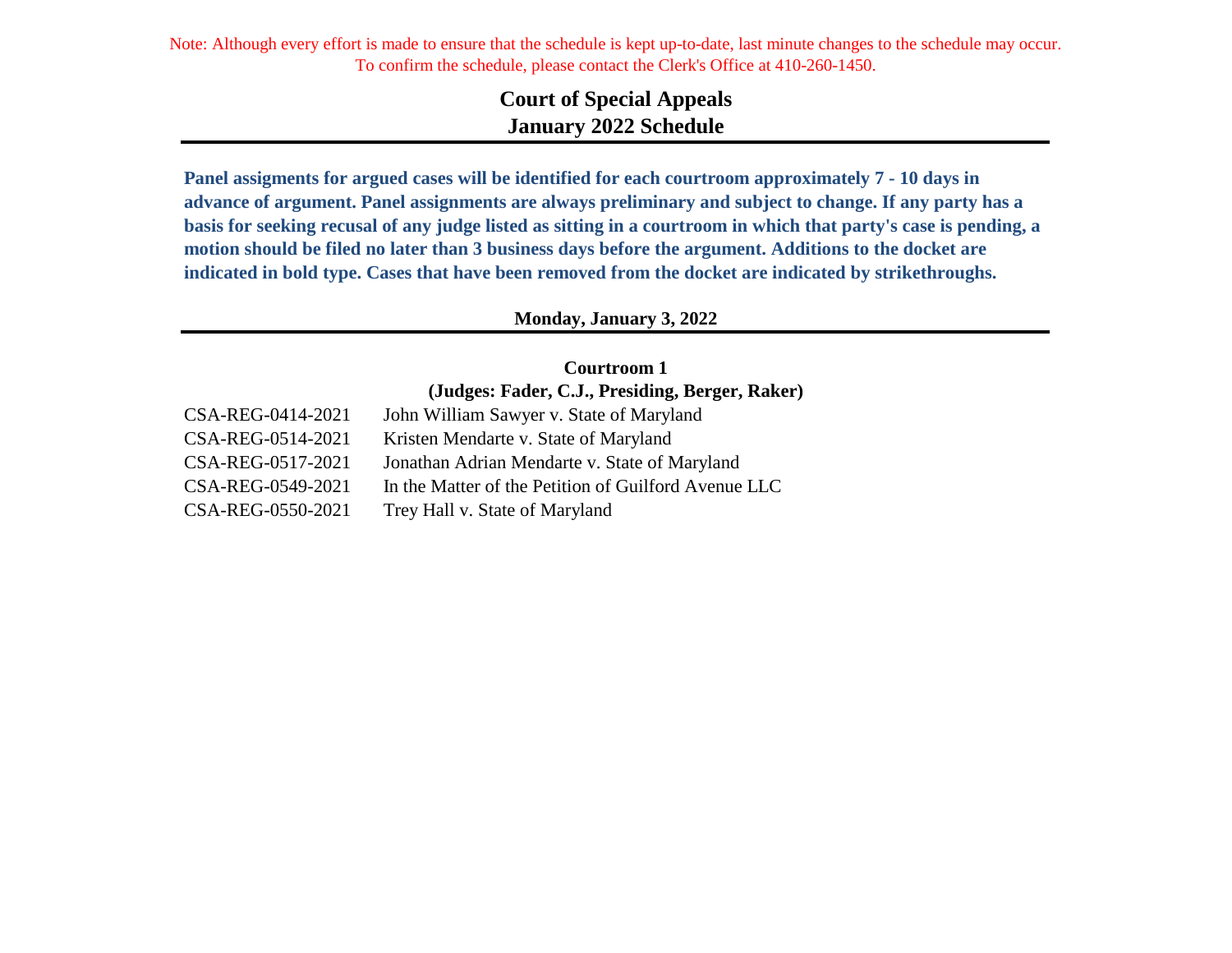Note: Although every effort is made to ensure that the schedule is kept up-to-date, last minute changes to the schedule may occur. To confirm the schedule, please contact the Clerk's Office at 410-260-1450.

# Court of Special Appeals
# January 2022 Schedule

**Panel assigments for argued cases will be identified for each courtroom approximately 7 - 10 days in advance of argument. Panel assignments are always preliminary and subject to change. If any party has a basis for seeking recusal of any judge listed as sitting in a courtroom in which that party's case is pending, a motion should be filed no later than 3 business days before the argument. Additions to the docket are indicated in bold type. Cases that have been removed from the docket are indicated by strikethroughs.**

## Monday, January 3, 2022

### Courtroom 1
**(Judges: Fader, C.J., Presiding, Berger, Raker)**

| | |
|---|---|
| CSA-REG-0414-2021 | John William Sawyer v. State of Maryland |
| CSA-REG-0514-2021 | Kristen Mendarte v. State of Maryland |
| CSA-REG-0517-2021 | Jonathan Adrian Mendarte v. State of Maryland |
| CSA-REG-0549-2021 | In the Matter of the Petition of Guilford Avenue LLC |
| CSA-REG-0550-2021 | Trey Hall v. State of Maryland |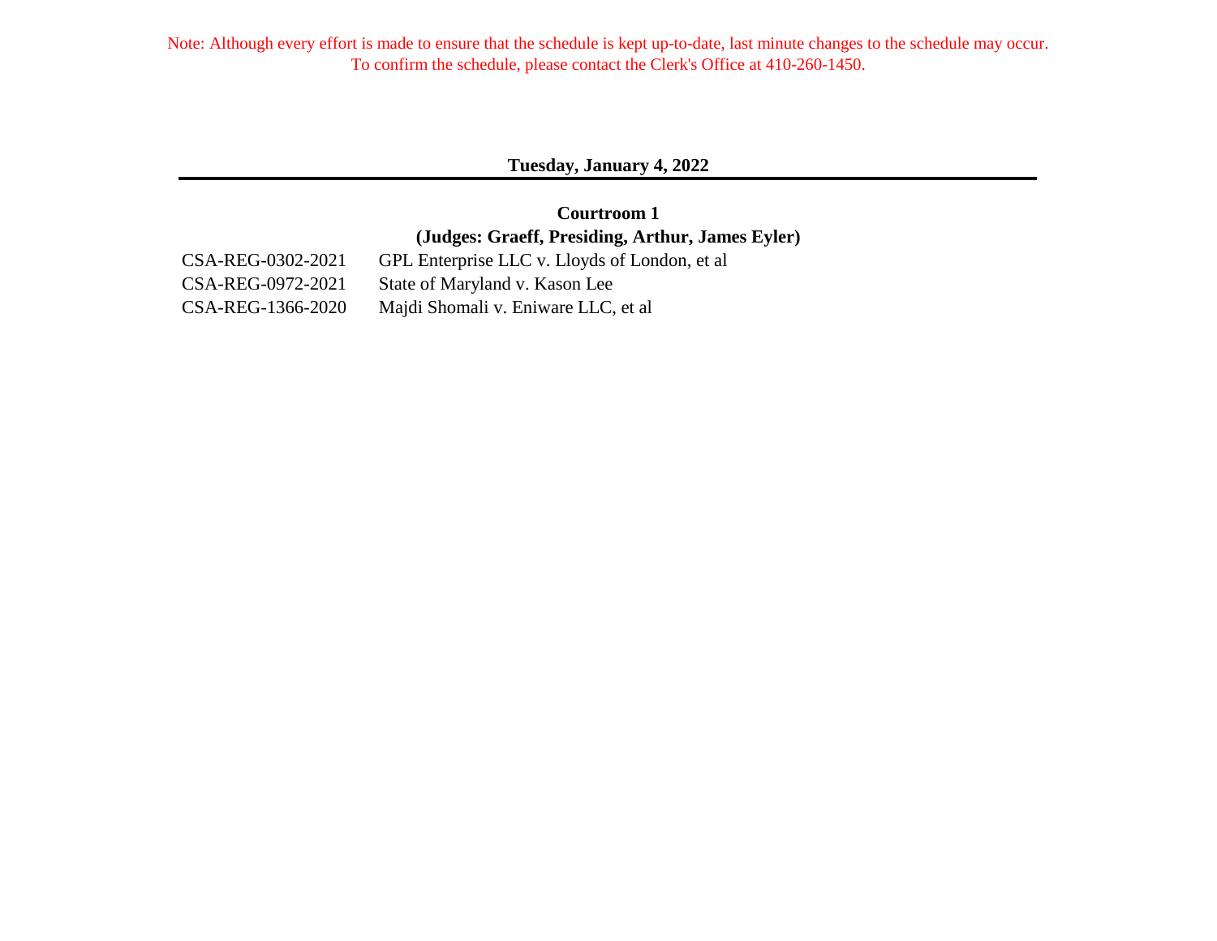Note: Although every effort is made to ensure that the schedule is kept up-to-date, last minute changes to the schedule may occur.
To confirm the schedule, please contact the Clerk's Office at 410-260-1450.

## Tuesday, January 4, 2022

### Courtroom 1
### (Judges: Graeff, Presiding, Arthur, James Eyler)

| | |
|---|---|
| CSA-REG-0302-2021 | GPL Enterprise LLC v. Lloyds of London, et al |
| CSA-REG-0972-2021 | State of Maryland v. Kason Lee |
| CSA-REG-1366-2020 | Majdi Shomali v. Eniware LLC, et al |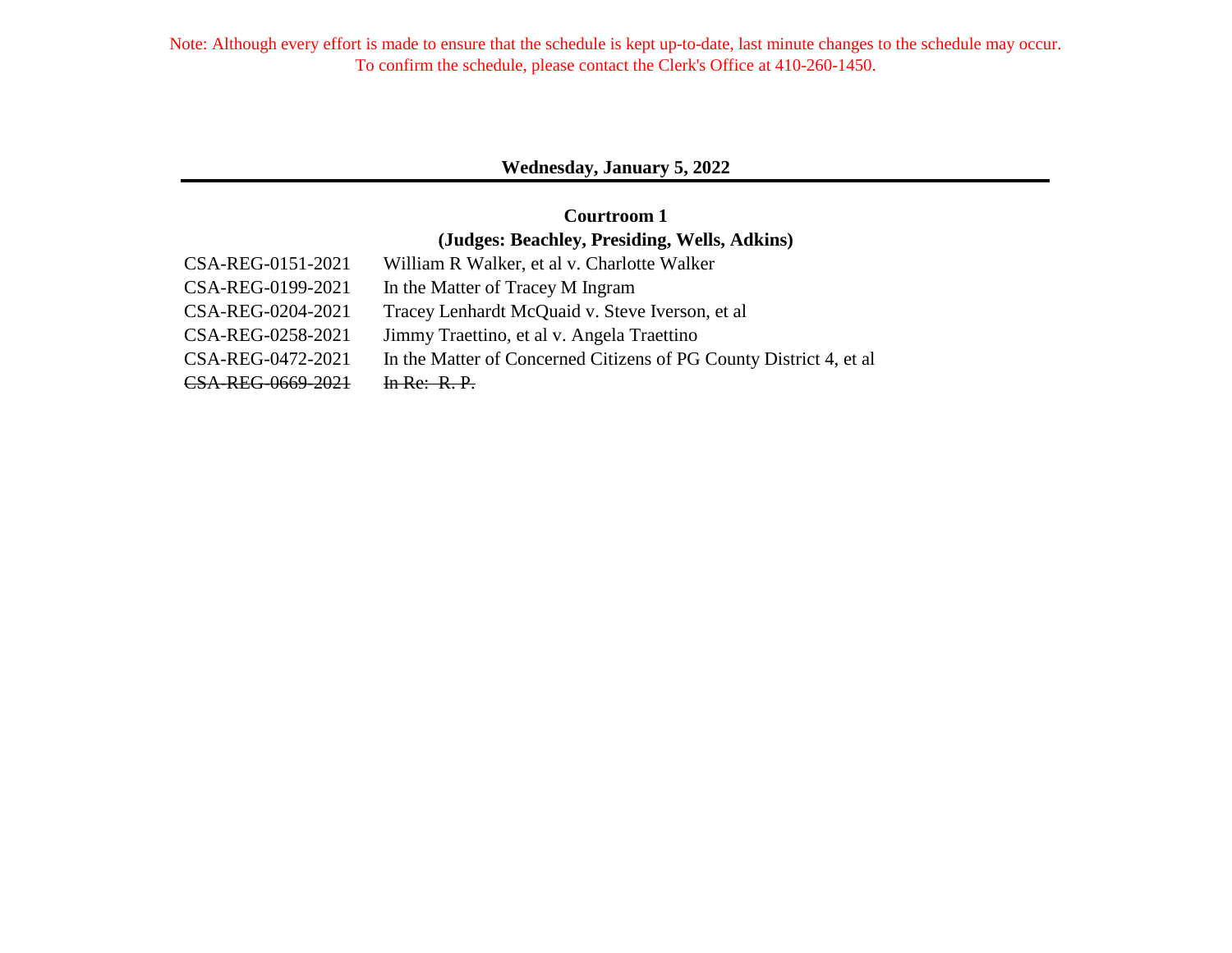Note: Although every effort is made to ensure that the schedule is kept up-to-date, last minute changes to the schedule may occur. To confirm the schedule, please contact the Clerk's Office at 410-260-1450.

## Wednesday, January 5, 2022

### Courtroom 1

### (Judges: Beachley, Presiding, Wells, Adkins)

| | |
|---|---|
| CSA-REG-0151-2021 | William R Walker, et al v. Charlotte Walker |
| CSA-REG-0199-2021 | In the Matter of Tracey M Ingram |
| CSA-REG-0204-2021 | Tracey Lenhardt McQuaid v. Steve Iverson, et al |
| CSA-REG-0258-2021 | Jimmy Traettino, et al v. Angela Traettino |
| CSA-REG-0472-2021 | In the Matter of Concerned Citizens of PG County District 4, et al |
| ~~CSA-REG-0669-2021~~ | ~~In Re: R. P.~~ |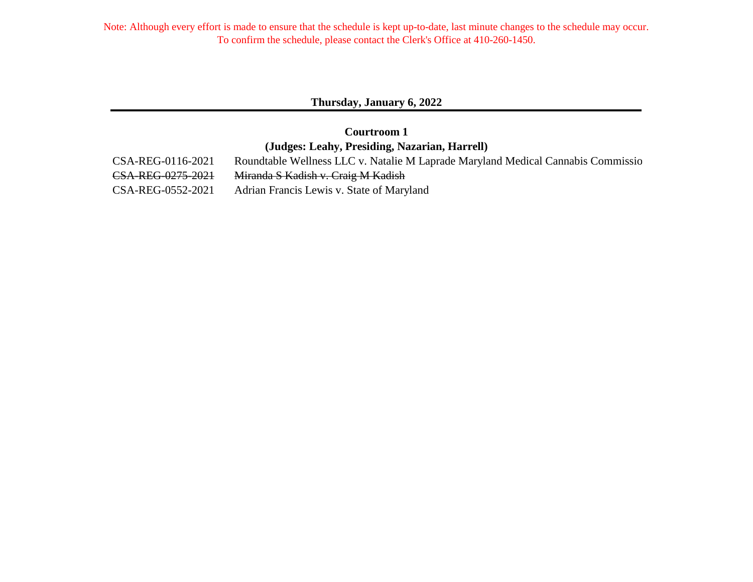Note: Although every effort is made to ensure that the schedule is kept up-to-date, last minute changes to the schedule may occur. To confirm the schedule, please contact the Clerk's Office at 410-260-1450.

## Thursday, January 6, 2022

### Courtroom 1
### (Judges: Leahy, Presiding, Nazarian, Harrell)

| | |
|---|---|
| CSA-REG-0116-2021 | Roundtable Wellness LLC v. Natalie M Laprade Maryland Medical Cannabis Commissio |
| ~~CSA-REG-0275-2021~~ | ~~Miranda S Kadish v. Craig M Kadish~~ |
| CSA-REG-0552-2021 | Adrian Francis Lewis v. State of Maryland |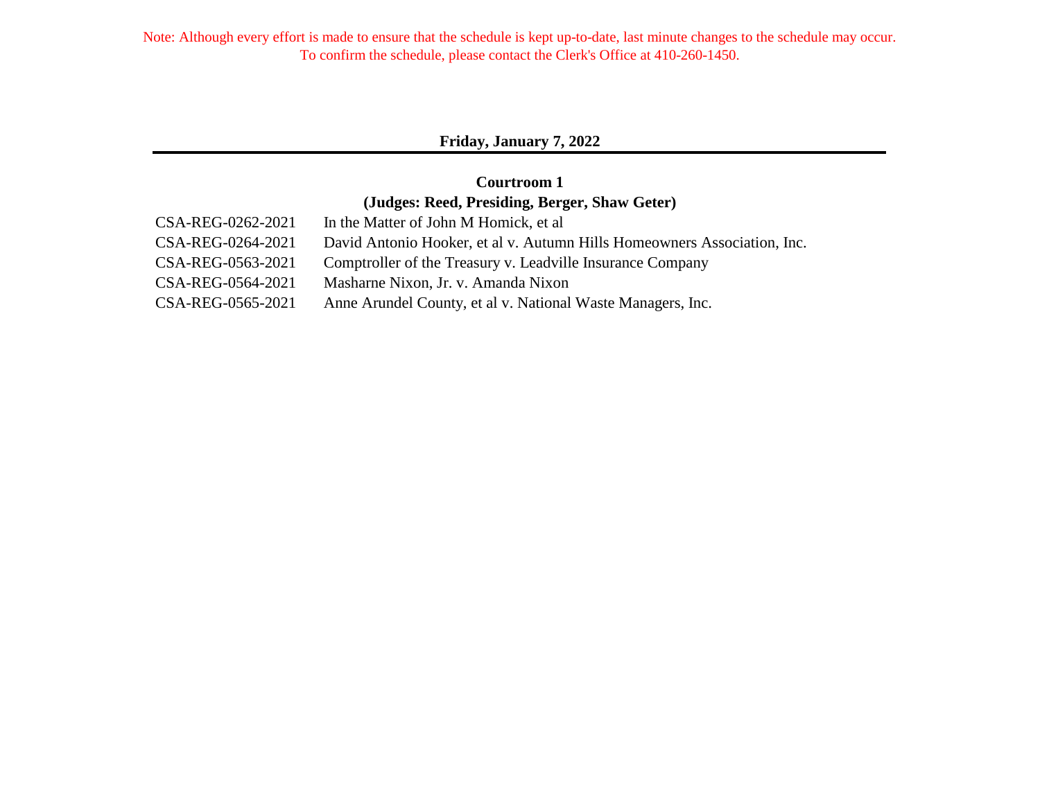Note: Although every effort is made to ensure that the schedule is kept up-to-date, last minute changes to the schedule may occur.
To confirm the schedule, please contact the Clerk's Office at 410-260-1450.

## Friday, January 7, 2022

### Courtroom 1
### (Judges: Reed, Presiding, Berger, Shaw Geter)

| | |
|---|---|
| CSA-REG-0262-2021 | In the Matter of John M Homick, et al |
| CSA-REG-0264-2021 | David Antonio Hooker, et al v. Autumn Hills Homeowners Association, Inc. |
| CSA-REG-0563-2021 | Comptroller of the Treasury v. Leadville Insurance Company |
| CSA-REG-0564-2021 | Masharne Nixon, Jr. v. Amanda Nixon |
| CSA-REG-0565-2021 | Anne Arundel County, et al v. National Waste Managers, Inc. |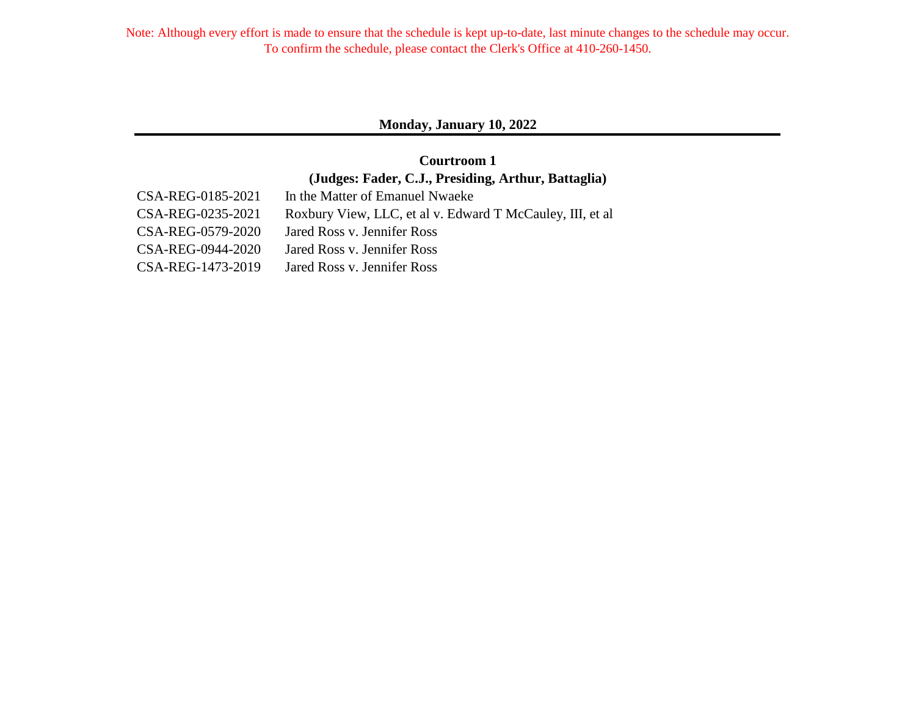Note: Although every effort is made to ensure that the schedule is kept up-to-date, last minute changes to the schedule may occur. To confirm the schedule, please contact the Clerk's Office at 410-260-1450.

## Monday, January 10, 2022

### Courtroom 1

### (Judges: Fader, C.J., Presiding, Arthur, Battaglia)

| | |
|---|---|
| CSA-REG-0185-2021 | In the Matter of Emanuel Nwaeke |
| CSA-REG-0235-2021 | Roxbury View, LLC, et al v. Edward T McCauley, III, et al |
| CSA-REG-0579-2020 | Jared Ross v. Jennifer Ross |
| CSA-REG-0944-2020 | Jared Ross v. Jennifer Ross |
| CSA-REG-1473-2019 | Jared Ross v. Jennifer Ross |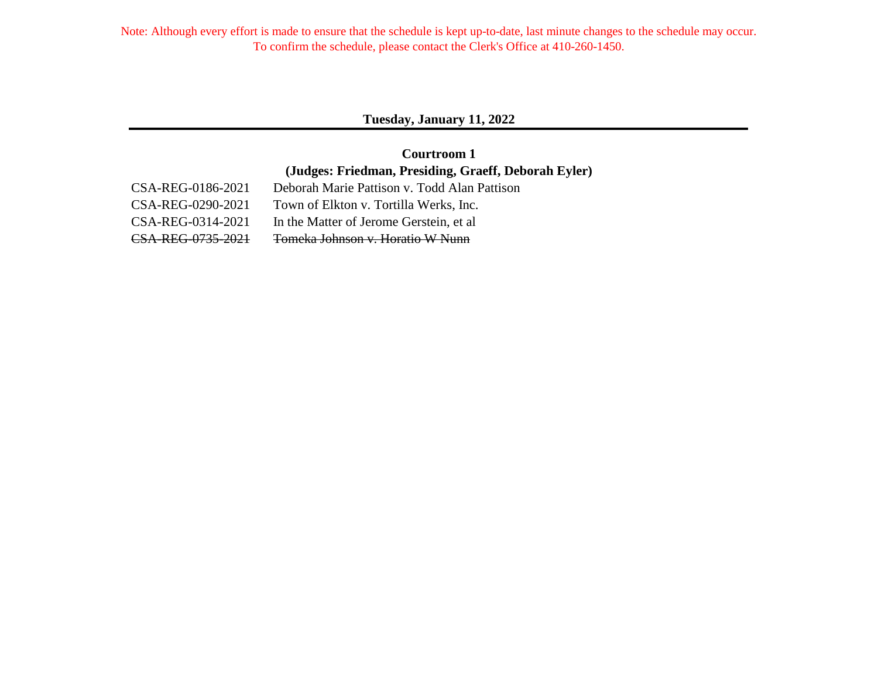Note: Although every effort is made to ensure that the schedule is kept up-to-date, last minute changes to the schedule may occur.
To confirm the schedule, please contact the Clerk's Office at 410-260-1450.

## Tuesday, January 11, 2022

### Courtroom 1

### (Judges: Friedman, Presiding, Graeff, Deborah Eyler)

| | |
|---|---|
| CSA-REG-0186-2021 | Deborah Marie Pattison v. Todd Alan Pattison |
| CSA-REG-0290-2021 | Town of Elkton v. Tortilla Werks, Inc. |
| CSA-REG-0314-2021 | In the Matter of Jerome Gerstein, et al |
| ~~CSA-REG-0735-2021~~ | ~~Tomeka Johnson v. Horatio W Nunn~~ |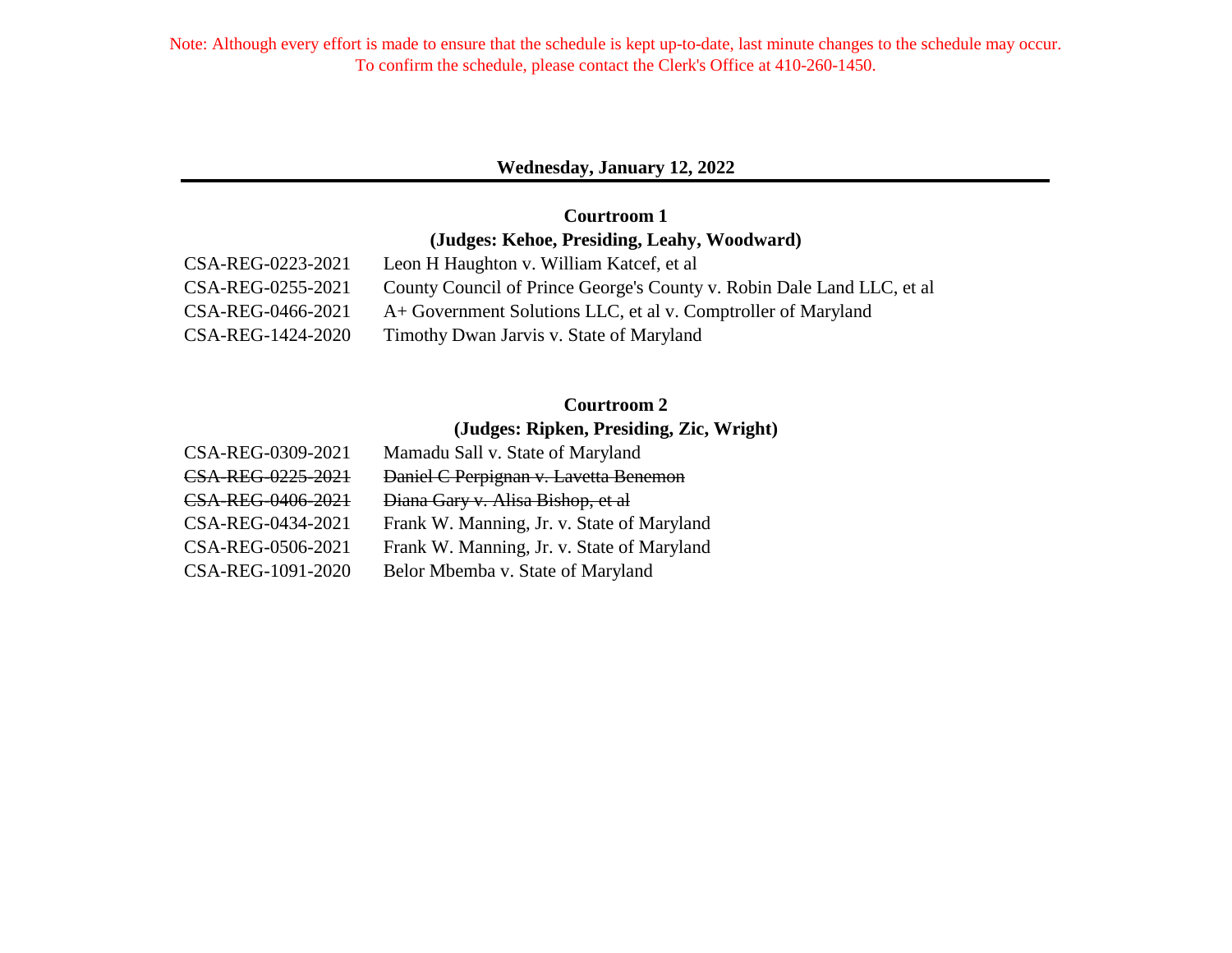Note: Although every effort is made to ensure that the schedule is kept up-to-date, last minute changes to the schedule may occur. To confirm the schedule, please contact the Clerk's Office at 410-260-1450.

## Wednesday, January 12, 2022

### Courtroom 1

**(Judges: Kehoe, Presiding, Leahy, Woodward)**

| | |
|---|---|
| CSA-REG-0223-2021 | Leon H Haughton v. William Katcef, et al |
| CSA-REG-0255-2021 | County Council of Prince George's County v. Robin Dale Land LLC, et al |
| CSA-REG-0466-2021 | A+ Government Solutions LLC, et al v. Comptroller of Maryland |
| CSA-REG-1424-2020 | Timothy Dwan Jarvis v. State of Maryland |

### Courtroom 2

**(Judges: Ripken, Presiding, Zic, Wright)**

| | |
|---|---|
| CSA-REG-0309-2021 | Mamadu Sall v. State of Maryland |
| ~~CSA-REG-0225-2021~~ | ~~Daniel C Perpignan v. Lavetta Benemon~~ |
| ~~CSA-REG-0406-2021~~ | ~~Diana Gary v. Alisa Bishop, et al~~ |
| CSA-REG-0434-2021 | Frank W. Manning, Jr. v. State of Maryland |
| CSA-REG-0506-2021 | Frank W. Manning, Jr. v. State of Maryland |
| CSA-REG-1091-2020 | Belor Mbemba v. State of Maryland |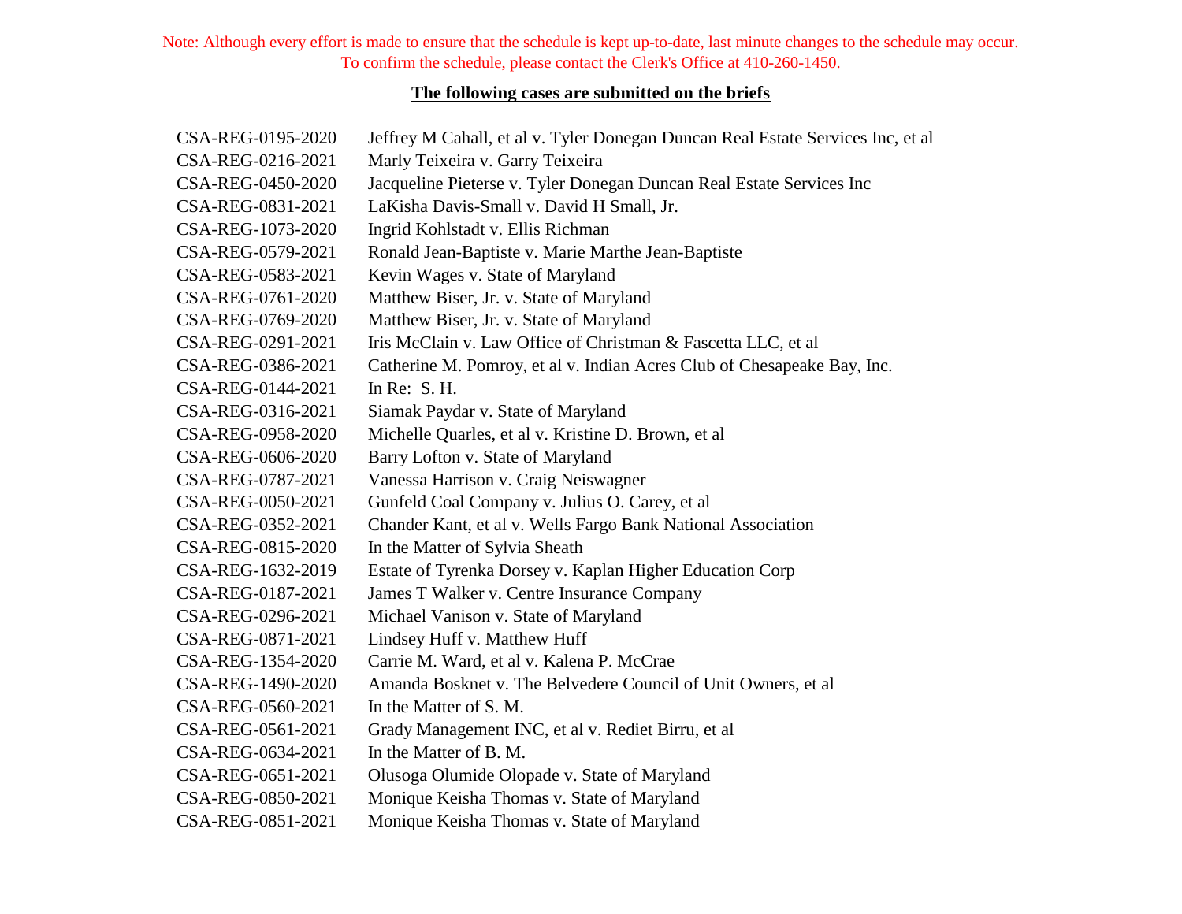Note: Although every effort is made to ensure that the schedule is kept up-to-date, last minute changes to the schedule may occur. To confirm the schedule, please contact the Clerk's Office at 410-260-1450.

**The following cases are submitted on the briefs**

| | |
|---|---|
| CSA-REG-0195-2020 | Jeffrey M Cahall, et al v. Tyler Donegan Duncan Real Estate Services Inc, et al |
| CSA-REG-0216-2021 | Marly Teixeira v. Garry Teixeira |
| CSA-REG-0450-2020 | Jacqueline Pieterse v. Tyler Donegan Duncan Real Estate Services Inc |
| CSA-REG-0831-2021 | LaKisha Davis-Small v. David H Small, Jr. |
| CSA-REG-1073-2020 | Ingrid Kohlstadt v. Ellis Richman |
| CSA-REG-0579-2021 | Ronald Jean-Baptiste v. Marie Marthe Jean-Baptiste |
| CSA-REG-0583-2021 | Kevin Wages v. State of Maryland |
| CSA-REG-0761-2020 | Matthew Biser, Jr. v. State of Maryland |
| CSA-REG-0769-2020 | Matthew Biser, Jr. v. State of Maryland |
| CSA-REG-0291-2021 | Iris McClain v. Law Office of Christman & Fascetta LLC, et al |
| CSA-REG-0386-2021 | Catherine M. Pomroy, et al v. Indian Acres Club of Chesapeake Bay, Inc. |
| CSA-REG-0144-2021 | In Re: S. H. |
| CSA-REG-0316-2021 | Siamak Paydar v. State of Maryland |
| CSA-REG-0958-2020 | Michelle Quarles, et al v. Kristine D. Brown, et al |
| CSA-REG-0606-2020 | Barry Lofton v. State of Maryland |
| CSA-REG-0787-2021 | Vanessa Harrison v. Craig Neiswagner |
| CSA-REG-0050-2021 | Gunfeld Coal Company v. Julius O. Carey, et al |
| CSA-REG-0352-2021 | Chander Kant, et al v. Wells Fargo Bank National Association |
| CSA-REG-0815-2020 | In the Matter of Sylvia Sheath |
| CSA-REG-1632-2019 | Estate of Tyrenka Dorsey v. Kaplan Higher Education Corp |
| CSA-REG-0187-2021 | James T Walker v. Centre Insurance Company |
| CSA-REG-0296-2021 | Michael Vanison v. State of Maryland |
| CSA-REG-0871-2021 | Lindsey Huff v. Matthew Huff |
| CSA-REG-1354-2020 | Carrie M. Ward, et al v. Kalena P. McCrae |
| CSA-REG-1490-2020 | Amanda Bosknet v. The Belvedere Council of Unit Owners, et al |
| CSA-REG-0560-2021 | In the Matter of S. M. |
| CSA-REG-0561-2021 | Grady Management INC, et al v. Rediet Birru, et al |
| CSA-REG-0634-2021 | In the Matter of B. M. |
| CSA-REG-0651-2021 | Olusoga Olumide Olopade v. State of Maryland |
| CSA-REG-0850-2021 | Monique Keisha Thomas v. State of Maryland |
| CSA-REG-0851-2021 | Monique Keisha Thomas v. State of Maryland |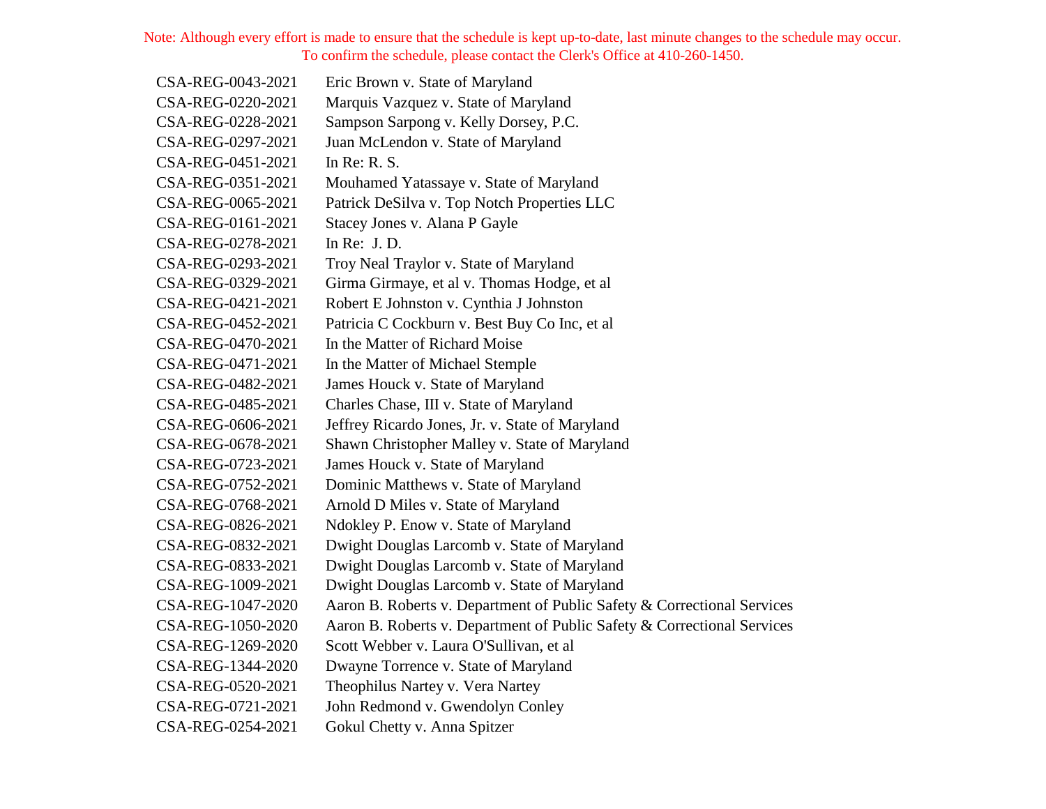Note: Although every effort is made to ensure that the schedule is kept up-to-date, last minute changes to the schedule may occur. To confirm the schedule, please contact the Clerk's Office at 410-260-1450.

| | |
|---|---|
| CSA-REG-0043-2021 | Eric Brown v. State of Maryland |
| CSA-REG-0220-2021 | Marquis Vazquez v. State of Maryland |
| CSA-REG-0228-2021 | Sampson Sarpong v. Kelly Dorsey, P.C. |
| CSA-REG-0297-2021 | Juan McLendon v. State of Maryland |
| CSA-REG-0451-2021 | In Re: R. S. |
| CSA-REG-0351-2021 | Mouhamed Yatassaye v. State of Maryland |
| CSA-REG-0065-2021 | Patrick DeSilva v. Top Notch Properties LLC |
| CSA-REG-0161-2021 | Stacey Jones v. Alana P Gayle |
| CSA-REG-0278-2021 | In Re: J. D. |
| CSA-REG-0293-2021 | Troy Neal Traylor v. State of Maryland |
| CSA-REG-0329-2021 | Girma Girmaye, et al v. Thomas Hodge, et al |
| CSA-REG-0421-2021 | Robert E Johnston v. Cynthia J Johnston |
| CSA-REG-0452-2021 | Patricia C Cockburn v. Best Buy Co Inc, et al |
| CSA-REG-0470-2021 | In the Matter of Richard Moise |
| CSA-REG-0471-2021 | In the Matter of Michael Stemple |
| CSA-REG-0482-2021 | James Houck v. State of Maryland |
| CSA-REG-0485-2021 | Charles Chase, III v. State of Maryland |
| CSA-REG-0606-2021 | Jeffrey Ricardo Jones, Jr. v. State of Maryland |
| CSA-REG-0678-2021 | Shawn Christopher Malley v. State of Maryland |
| CSA-REG-0723-2021 | James Houck v. State of Maryland |
| CSA-REG-0752-2021 | Dominic Matthews v. State of Maryland |
| CSA-REG-0768-2021 | Arnold D Miles v. State of Maryland |
| CSA-REG-0826-2021 | Ndokley P. Enow v. State of Maryland |
| CSA-REG-0832-2021 | Dwight Douglas Larcomb v. State of Maryland |
| CSA-REG-0833-2021 | Dwight Douglas Larcomb v. State of Maryland |
| CSA-REG-1009-2021 | Dwight Douglas Larcomb v. State of Maryland |
| CSA-REG-1047-2020 | Aaron B. Roberts v. Department of Public Safety & Correctional Services |
| CSA-REG-1050-2020 | Aaron B. Roberts v. Department of Public Safety & Correctional Services |
| CSA-REG-1269-2020 | Scott Webber v. Laura O'Sullivan, et al |
| CSA-REG-1344-2020 | Dwayne Torrence v. State of Maryland |
| CSA-REG-0520-2021 | Theophilus Nartey v. Vera Nartey |
| CSA-REG-0721-2021 | John Redmond v. Gwendolyn Conley |
| CSA-REG-0254-2021 | Gokul Chetty v. Anna Spitzer |